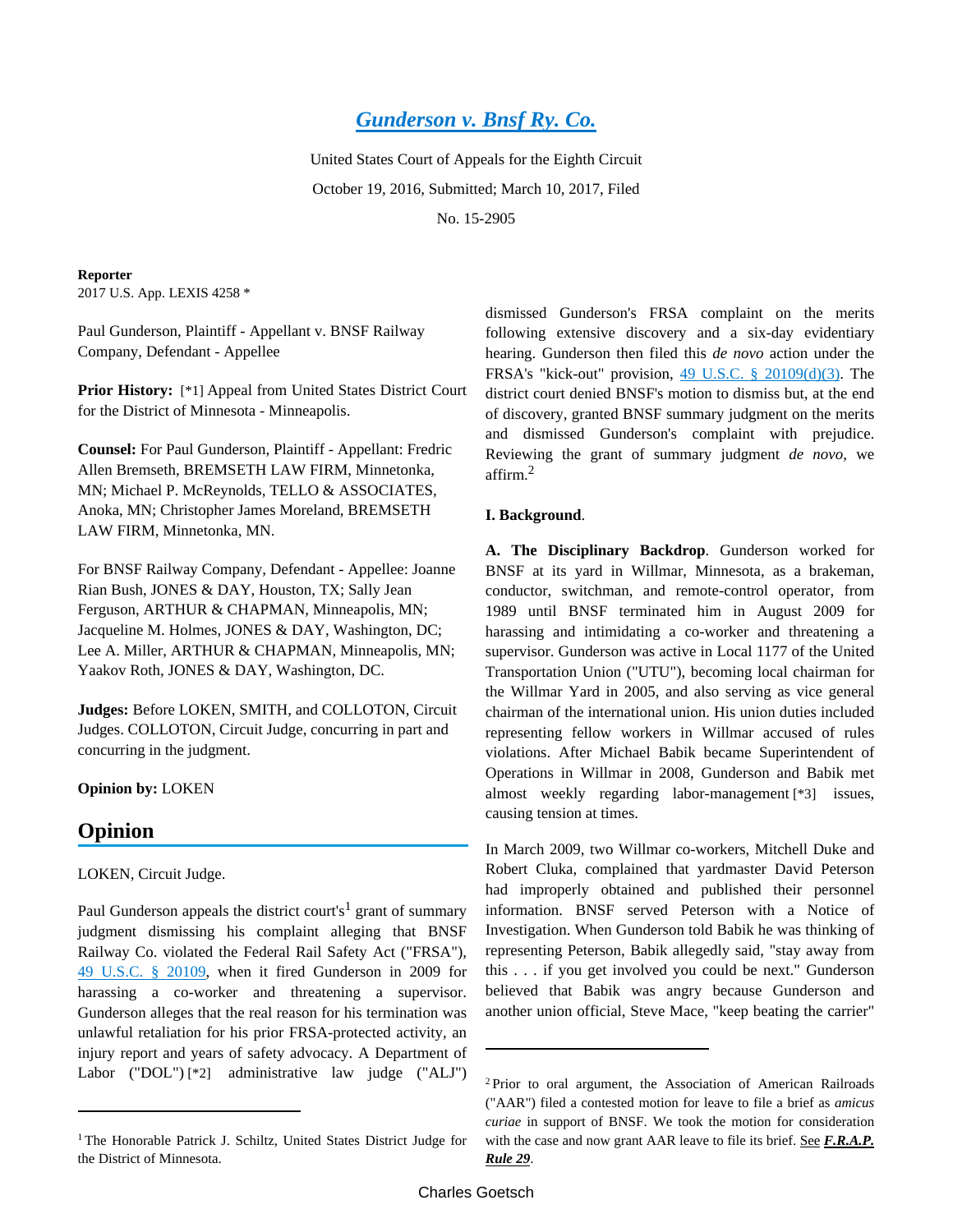# [Gunderson v. Bnsf Ry. Co.](#)

United States Court of Appeals for the Eighth Circuit

October 19, 2016, Submitted; March 10, 2017, Filed

No. 15-2905

**Reporter**

2017 U.S. App. LEXIS 4258 *

Paul Gunderson, Plaintiff - Appellant v. BNSF Railway Company, Defendant - Appellee

**Prior History:** [*1] Appeal from United States District Court for the District of Minnesota - Minneapolis.

**Counsel:** For Paul Gunderson, Plaintiff - Appellant: Fredric Allen Bremseth, BREMSETH LAW FIRM, Minnetonka, MN; Michael P. McReynolds, TELLO & ASSOCIATES, Anoka, MN; Christopher James Moreland, BREMSETH LAW FIRM, Minnetonka, MN.

For BNSF Railway Company, Defendant - Appellee: Joanne Rian Bush, JONES & DAY, Houston, TX; Sally Jean Ferguson, ARTHUR & CHAPMAN, Minneapolis, MN; Jacqueline M. Holmes, JONES & DAY, Washington, DC; Lee A. Miller, ARTHUR & CHAPMAN, Minneapolis, MN; Yaakov Roth, JONES & DAY, Washington, DC.

**Judges:** Before LOKEN, SMITH, and COLLOTON, Circuit Judges. COLLOTON, Circuit Judge, concurring in part and concurring in the judgment.

**Opinion by:** LOKEN

## Opinion

LOKEN, Circuit Judge.

Paul Gunderson appeals the district court's[1] grant of summary judgment dismissing his complaint alleging that BNSF Railway Co. violated the Federal Rail Safety Act ("FRSA"), 49 U.S.C. § 20109, when it fired Gunderson in 2009 for harassing a co-worker and threatening a supervisor. Gunderson alleges that the real reason for his termination was unlawful retaliation for his prior FRSA-protected activity, an injury report and years of safety advocacy. A Department of Labor ("DOL") [*2] administrative law judge ("ALJ") dismissed Gunderson's FRSA complaint on the merits following extensive discovery and a six-day evidentiary hearing. Gunderson then filed this *de novo* action under the FRSA's "kick-out" provision, 49 U.S.C. § 20109(d)(3). The district court denied BNSF's motion to dismiss but, at the end of discovery, granted BNSF summary judgment on the merits and dismissed Gunderson's complaint with prejudice. Reviewing the grant of summary judgment *de novo*, we affirm.[2]

**I. Background**.

**A. The Disciplinary Backdrop**. Gunderson worked for BNSF at its yard in Willmar, Minnesota, as a brakeman, conductor, switchman, and remote-control operator, from 1989 until BNSF terminated him in August 2009 for harassing and intimidating a co-worker and threatening a supervisor. Gunderson was active in Local 1177 of the United Transportation Union ("UTU"), becoming local chairman for the Willmar Yard in 2005, and also serving as vice general chairman of the international union. His union duties included representing fellow workers in Willmar accused of rules violations. After Michael Babik became Superintendent of Operations in Willmar in 2008, Gunderson and Babik met almost weekly regarding labor-management [*3] issues, causing tension at times.

In March 2009, two Willmar co-workers, Mitchell Duke and Robert Cluka, complained that yardmaster David Peterson had improperly obtained and published their personnel information. BNSF served Peterson with a Notice of Investigation. When Gunderson told Babik he was thinking of representing Peterson, Babik allegedly said, "stay away from this . . . if you get involved you could be next." Gunderson believed that Babik was angry because Gunderson and another union official, Steve Mace, "keep beating the carrier"

---

[1] The Honorable Patrick J. Schiltz, United States District Judge for the District of Minnesota.

[2] Prior to oral argument, the Association of American Railroads ("AAR") filed a contested motion for leave to file a brief as *amicus curiae* in support of BNSF. We took the motion for consideration with the case and now grant AAR leave to file its brief. See ***F.R.A.P. Rule 29***.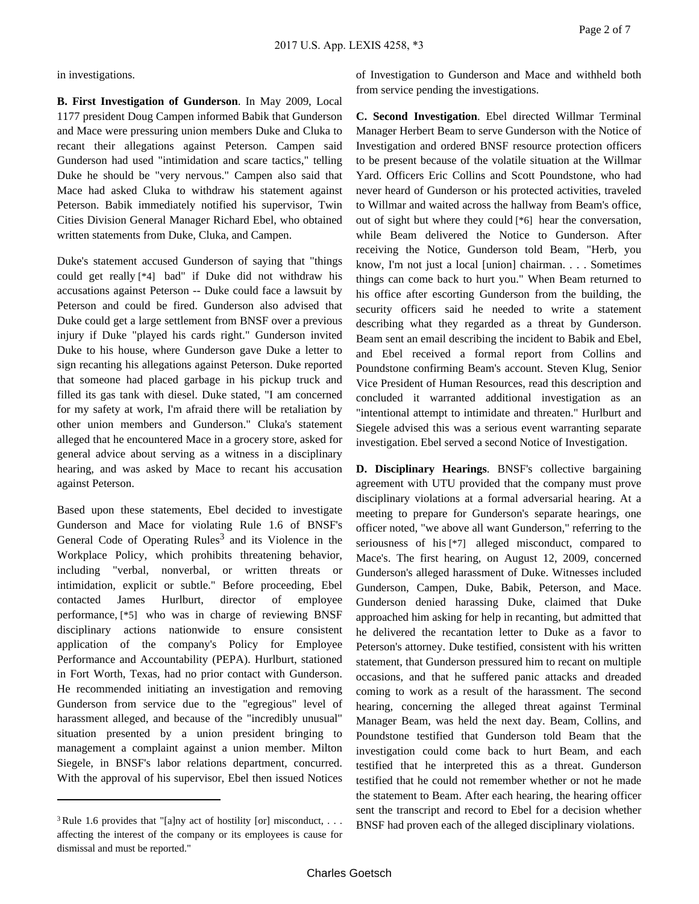in investigations.

**B. First Investigation of Gunderson**. In May 2009, Local 1177 president Doug Campen informed Babik that Gunderson and Mace were pressuring union members Duke and Cluka to recant their allegations against Peterson. Campen said Gunderson had used "intimidation and scare tactics," telling Duke he should be "very nervous." Campen also said that Mace had asked Cluka to withdraw his statement against Peterson. Babik immediately notified his supervisor, Twin Cities Division General Manager Richard Ebel, who obtained written statements from Duke, Cluka, and Campen.

Duke's statement accused Gunderson of saying that "things could get really [*4] bad" if Duke did not withdraw his accusations against Peterson -- Duke could face a lawsuit by Peterson and could be fired. Gunderson also advised that Duke could get a large settlement from BNSF over a previous injury if Duke "played his cards right." Gunderson invited Duke to his house, where Gunderson gave Duke a letter to sign recanting his allegations against Peterson. Duke reported that someone had placed garbage in his pickup truck and filled its gas tank with diesel. Duke stated, "I am concerned for my safety at work, I'm afraid there will be retaliation by other union members and Gunderson." Cluka's statement alleged that he encountered Mace in a grocery store, asked for general advice about serving as a witness in a disciplinary hearing, and was asked by Mace to recant his accusation against Peterson.

Based upon these statements, Ebel decided to investigate Gunderson and Mace for violating Rule 1.6 of BNSF's General Code of Operating Rules[3] and its Violence in the Workplace Policy, which prohibits threatening behavior, including "verbal, nonverbal, or written threats or intimidation, explicit or subtle." Before proceeding, Ebel contacted James Hurlburt, director of employee performance, [*5] who was in charge of reviewing BNSF disciplinary actions nationwide to ensure consistent application of the company's Policy for Employee Performance and Accountability (PEPA). Hurlburt, stationed in Fort Worth, Texas, had no prior contact with Gunderson. He recommended initiating an investigation and removing Gunderson from service due to the "egregious" level of harassment alleged, and because of the "incredibly unusual" situation presented by a union president bringing to management a complaint against a union member. Milton Siegele, in BNSF's labor relations department, concurred. With the approval of his supervisor, Ebel then issued Notices of Investigation to Gunderson and Mace and withheld both from service pending the investigations.

**C. Second Investigation**. Ebel directed Willmar Terminal Manager Herbert Beam to serve Gunderson with the Notice of Investigation and ordered BNSF resource protection officers to be present because of the volatile situation at the Willmar Yard. Officers Eric Collins and Scott Poundstone, who had never heard of Gunderson or his protected activities, traveled to Willmar and waited across the hallway from Beam's office, out of sight but where they could [*6] hear the conversation, while Beam delivered the Notice to Gunderson. After receiving the Notice, Gunderson told Beam, "Herb, you know, I'm not just a local [union] chairman. . . . Sometimes things can come back to hurt you." When Beam returned to his office after escorting Gunderson from the building, the security officers said he needed to write a statement describing what they regarded as a threat by Gunderson. Beam sent an email describing the incident to Babik and Ebel, and Ebel received a formal report from Collins and Poundstone confirming Beam's account. Steven Klug, Senior Vice President of Human Resources, read this description and concluded it warranted additional investigation as an "intentional attempt to intimidate and threaten." Hurlburt and Siegele advised this was a serious event warranting separate investigation. Ebel served a second Notice of Investigation.

**D. Disciplinary Hearings**. BNSF's collective bargaining agreement with UTU provided that the company must prove disciplinary violations at a formal adversarial hearing. At a meeting to prepare for Gunderson's separate hearings, one officer noted, "we above all want Gunderson," referring to the seriousness of his [*7] alleged misconduct, compared to Mace's. The first hearing, on August 12, 2009, concerned Gunderson's alleged harassment of Duke. Witnesses included Gunderson, Campen, Duke, Babik, Peterson, and Mace. Gunderson denied harassing Duke, claimed that Duke approached him asking for help in recanting, but admitted that he delivered the recantation letter to Duke as a favor to Peterson's attorney. Duke testified, consistent with his written statement, that Gunderson pressured him to recant on multiple occasions, and that he suffered panic attacks and dreaded coming to work as a result of the harassment. The second hearing, concerning the alleged threat against Terminal Manager Beam, was held the next day. Beam, Collins, and Poundstone testified that Gunderson told Beam that the investigation could come back to hurt Beam, and each testified that he interpreted this as a threat. Gunderson testified that he could not remember whether or not he made the statement to Beam. After each hearing, the hearing officer sent the transcript and record to Ebel for a decision whether BNSF had proven each of the alleged disciplinary violations.

---

[3] Rule 1.6 provides that "[a]ny act of hostility [or] misconduct, . . . affecting the interest of the company or its employees is cause for dismissal and must be reported."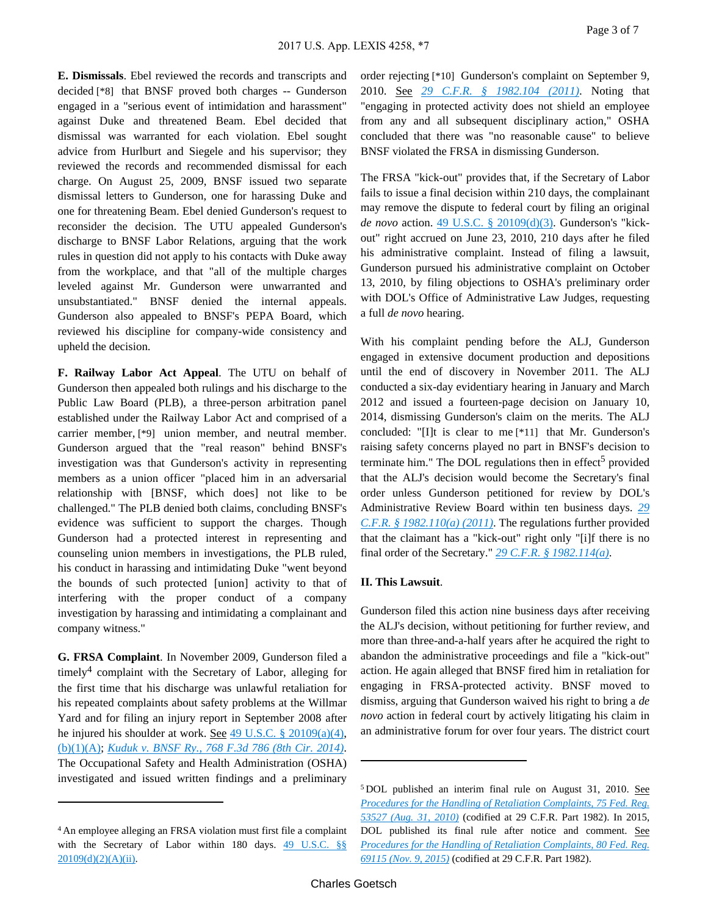**E. Dismissals**. Ebel reviewed the records and transcripts and decided [*8] that BNSF proved both charges -- Gunderson engaged in a "serious event of intimidation and harassment" against Duke and threatened Beam. Ebel decided that dismissal was warranted for each violation. Ebel sought advice from Hurlburt and Siegele and his supervisor; they reviewed the records and recommended dismissal for each charge. On August 25, 2009, BNSF issued two separate dismissal letters to Gunderson, one for harassing Duke and one for threatening Beam. Ebel denied Gunderson's request to reconsider the decision. The UTU appealed Gunderson's discharge to BNSF Labor Relations, arguing that the work rules in question did not apply to his contacts with Duke away from the workplace, and that "all of the multiple charges leveled against Mr. Gunderson were unwarranted and unsubstantiated." BNSF denied the internal appeals. Gunderson also appealed to BNSF's PEPA Board, which reviewed his discipline for company-wide consistency and upheld the decision.

**F. Railway Labor Act Appeal**. The UTU on behalf of Gunderson then appealed both rulings and his discharge to the Public Law Board (PLB), a three-person arbitration panel established under the Railway Labor Act and comprised of a carrier member, [*9] union member, and neutral member. Gunderson argued that the "real reason" behind BNSF's investigation was that Gunderson's activity in representing members as a union officer "placed him in an adversarial relationship with [BNSF, which does] not like to be challenged." The PLB denied both claims, concluding BNSF's evidence was sufficient to support the charges. Though Gunderson had a protected interest in representing and counseling union members in investigations, the PLB ruled, his conduct in harassing and intimidating Duke "went beyond the bounds of such protected [union] activity to that of interfering with the proper conduct of a company investigation by harassing and intimidating a complainant and company witness."

**G. FRSA Complaint**. In November 2009, Gunderson filed a timely[4] complaint with the Secretary of Labor, alleging for the first time that his discharge was unlawful retaliation for his repeated complaints about safety problems at the Willmar Yard and for filing an injury report in September 2008 after he injured his shoulder at work. See 49 U.S.C. § 20109(a)(4), (b)(1)(A); *Kuduk v. BNSF Ry., 768 F.3d 786 (8th Cir. 2014)*. The Occupational Safety and Health Administration (OSHA) investigated and issued written findings and a preliminary order rejecting [*10] Gunderson's complaint on September 9, 2010. See *29 C.F.R. § 1982.104 (2011)*. Noting that "engaging in protected activity does not shield an employee from any and all subsequent disciplinary action," OSHA concluded that there was "no reasonable cause" to believe BNSF violated the FRSA in dismissing Gunderson.

The FRSA "kick-out" provides that, if the Secretary of Labor fails to issue a final decision within 210 days, the complainant may remove the dispute to federal court by filing an original *de novo* action. 49 U.S.C. § 20109(d)(3). Gunderson's "kick-out" right accrued on June 23, 2010, 210 days after he filed his administrative complaint. Instead of filing a lawsuit, Gunderson pursued his administrative complaint on October 13, 2010, by filing objections to OSHA's preliminary order with DOL's Office of Administrative Law Judges, requesting a full *de novo* hearing.

With his complaint pending before the ALJ, Gunderson engaged in extensive document production and depositions until the end of discovery in November 2011. The ALJ conducted a six-day evidentiary hearing in January and March 2012 and issued a fourteen-page decision on January 10, 2014, dismissing Gunderson's claim on the merits. The ALJ concluded: "[I]t is clear to me [*11] that Mr. Gunderson's raising safety concerns played no part in BNSF's decision to terminate him." The DOL regulations then in effect[5] provided that the ALJ's decision would become the Secretary's final order unless Gunderson petitioned for review by DOL's Administrative Review Board within ten business days. *29 C.F.R. § 1982.110(a) (2011)*. The regulations further provided that the claimant has a "kick-out" right only "[i]f there is no final order of the Secretary." *29 C.F.R. § 1982.114(a)*.

**II. This Lawsuit**.

Gunderson filed this action nine business days after receiving the ALJ's decision, without petitioning for further review, and more than three-and-a-half years after he acquired the right to abandon the administrative proceedings and file a "kick-out" action. He again alleged that BNSF fired him in retaliation for engaging in FRSA-protected activity. BNSF moved to dismiss, arguing that Gunderson waived his right to bring a *de novo* action in federal court by actively litigating his claim in an administrative forum for over four years. The district court

---

[4] An employee alleging an FRSA violation must first file a complaint with the Secretary of Labor within 180 days. 49 U.S.C. §§ 20109(d)(2)(A)(ii).

[5] DOL published an interim final rule on August 31, 2010. See *Procedures for the Handling of Retaliation Complaints, 75 Fed. Reg. 53527 (Aug. 31, 2010)* (codified at 29 C.F.R. Part 1982). In 2015, DOL published its final rule after notice and comment. See *Procedures for the Handling of Retaliation Complaints, 80 Fed. Reg. 69115 (Nov. 9, 2015)* (codified at 29 C.F.R. Part 1982).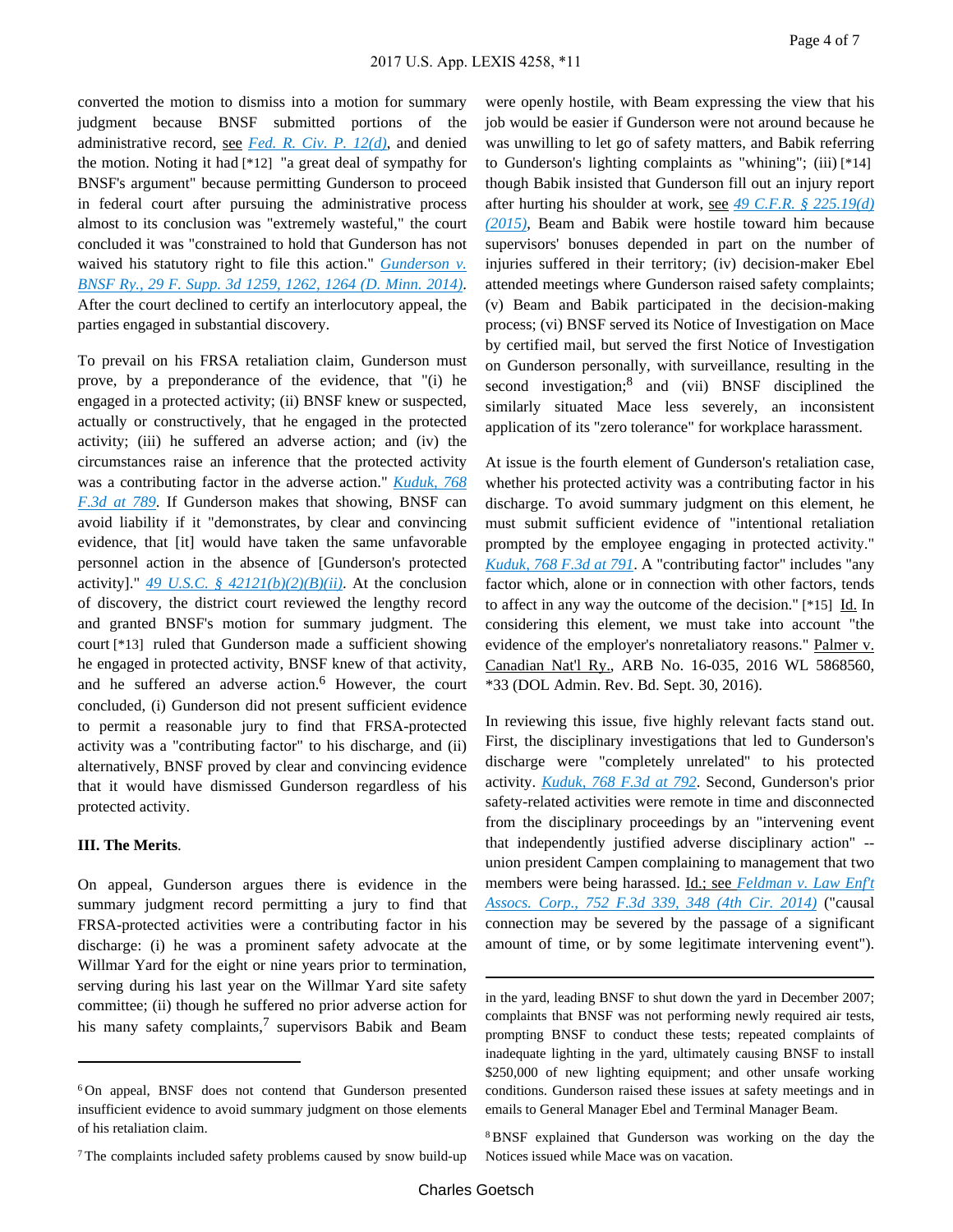converted the motion to dismiss into a motion for summary judgment because BNSF submitted portions of the administrative record, see Fed. R. Civ. P. 12(d), and denied the motion. Noting it had [*12] "a great deal of sympathy for BNSF's argument" because permitting Gunderson to proceed in federal court after pursuing the administrative process almost to its conclusion was "extremely wasteful," the court concluded it was "constrained to hold that Gunderson has not waived his statutory right to file this action." Gunderson v. BNSF Ry., 29 F. Supp. 3d 1259, 1262, 1264 (D. Minn. 2014). After the court declined to certify an interlocutory appeal, the parties engaged in substantial discovery.

To prevail on his FRSA retaliation claim, Gunderson must prove, by a preponderance of the evidence, that "(i) he engaged in a protected activity; (ii) BNSF knew or suspected, actually or constructively, that he engaged in the protected activity; (iii) he suffered an adverse action; and (iv) the circumstances raise an inference that the protected activity was a contributing factor in the adverse action." Kuduk, 768 F.3d at 789. If Gunderson makes that showing, BNSF can avoid liability if it "demonstrates, by clear and convincing evidence, that [it] would have taken the same unfavorable personnel action in the absence of [Gunderson's protected activity]." 49 U.S.C. § 42121(b)(2)(B)(ii). At the conclusion of discovery, the district court reviewed the lengthy record and granted BNSF's motion for summary judgment. The court [*13] ruled that Gunderson made a sufficient showing he engaged in protected activity, BNSF knew of that activity, and he suffered an adverse action.[6] However, the court concluded, (i) Gunderson did not present sufficient evidence to permit a reasonable jury to find that FRSA-protected activity was a "contributing factor" to his discharge, and (ii) alternatively, BNSF proved by clear and convincing evidence that it would have dismissed Gunderson regardless of his protected activity.

### III. The Merits.

On appeal, Gunderson argues there is evidence in the summary judgment record permitting a jury to find that FRSA-protected activities were a contributing factor in his discharge: (i) he was a prominent safety advocate at the Willmar Yard for the eight or nine years prior to termination, serving during his last year on the Willmar Yard site safety committee; (ii) though he suffered no prior adverse action for his many safety complaints,[7] supervisors Babik and Beam were openly hostile, with Beam expressing the view that his job would be easier if Gunderson were not around because he was unwilling to let go of safety matters, and Babik referring to Gunderson's lighting complaints as "whining"; (iii) [*14] though Babik insisted that Gunderson fill out an injury report after hurting his shoulder at work, see 49 C.F.R. § 225.19(d) (2015), Beam and Babik were hostile toward him because supervisors' bonuses depended in part on the number of injuries suffered in their territory; (iv) decision-maker Ebel attended meetings where Gunderson raised safety complaints; (v) Beam and Babik participated in the decision-making process; (vi) BNSF served its Notice of Investigation on Mace by certified mail, but served the first Notice of Investigation on Gunderson personally, with surveillance, resulting in the second investigation;[8] and (vii) BNSF disciplined the similarly situated Mace less severely, an inconsistent application of its "zero tolerance" for workplace harassment.

At issue is the fourth element of Gunderson's retaliation case, whether his protected activity was a contributing factor in his discharge. To avoid summary judgment on this element, he must submit sufficient evidence of "intentional retaliation prompted by the employee engaging in protected activity." Kuduk, 768 F.3d at 791. A "contributing factor" includes "any factor which, alone or in connection with other factors, tends to affect in any way the outcome of the decision." [*15] Id. In considering this element, we must take into account "the evidence of the employer's nonretaliatory reasons." Palmer v. Canadian Nat'l Ry., ARB No. 16-035, 2016 WL 5868560, *33 (DOL Admin. Rev. Bd. Sept. 30, 2016).

In reviewing this issue, five highly relevant facts stand out. First, the disciplinary investigations that led to Gunderson's discharge were "completely unrelated" to his protected activity. Kuduk, 768 F.3d at 792. Second, Gunderson's prior safety-related activities were remote in time and disconnected from the disciplinary proceedings by an "intervening event that independently justified adverse disciplinary action" -- union president Campen complaining to management that two members were being harassed. Id.; see Feldman v. Law Enf't Assocs. Corp., 752 F.3d 339, 348 (4th Cir. 2014) ("causal connection may be severed by the passage of a significant amount of time, or by some legitimate intervening event").

---

[6] On appeal, BNSF does not contend that Gunderson presented insufficient evidence to avoid summary judgment on those elements of his retaliation claim.

[7] The complaints included safety problems caused by snow build-up in the yard, leading BNSF to shut down the yard in December 2007; complaints that BNSF was not performing newly required air tests, prompting BNSF to conduct these tests; repeated complaints of inadequate lighting in the yard, ultimately causing BNSF to install $250,000 of new lighting equipment; and other unsafe working conditions. Gunderson raised these issues at safety meetings and in emails to General Manager Ebel and Terminal Manager Beam.

[8] BNSF explained that Gunderson was working on the day the Notices issued while Mace was on vacation.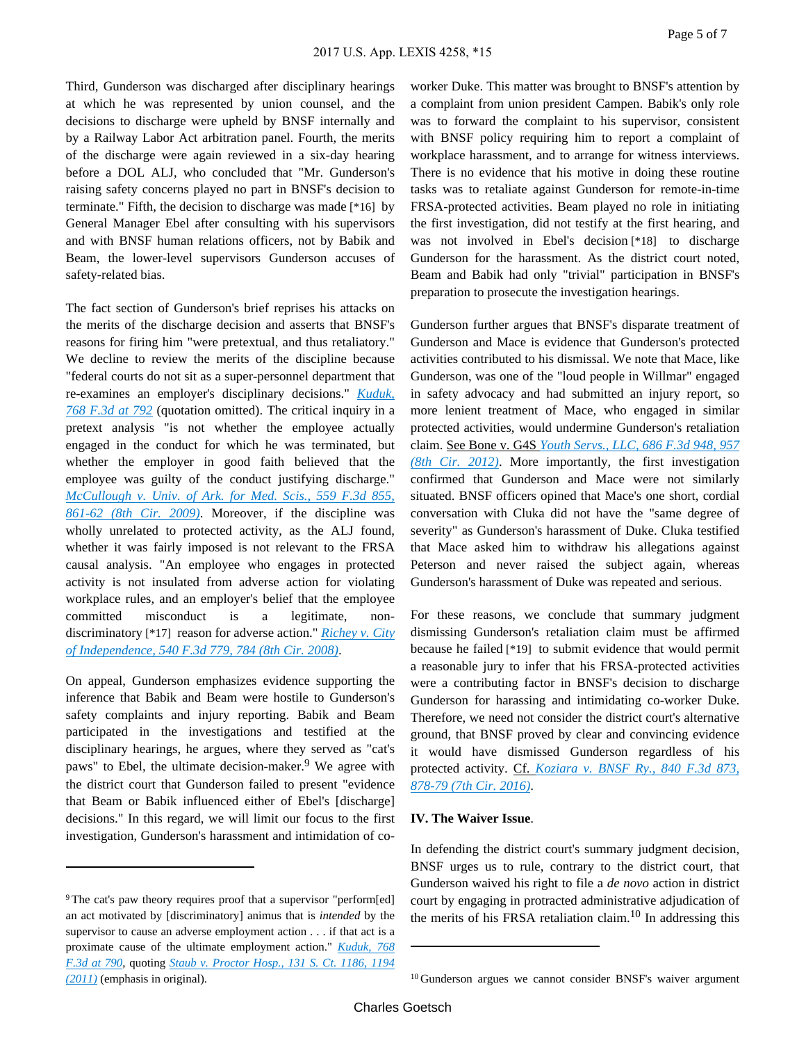Third, Gunderson was discharged after disciplinary hearings at which he was represented by union counsel, and the decisions to discharge were upheld by BNSF internally and by a Railway Labor Act arbitration panel. Fourth, the merits of the discharge were again reviewed in a six-day hearing before a DOL ALJ, who concluded that "Mr. Gunderson's raising safety concerns played no part in BNSF's decision to terminate." Fifth, the decision to discharge was made [*16] by General Manager Ebel after consulting with his supervisors and with BNSF human relations officers, not by Babik and Beam, the lower-level supervisors Gunderson accuses of safety-related bias.

The fact section of Gunderson's brief reprises his attacks on the merits of the discharge decision and asserts that BNSF's reasons for firing him "were pretextual, and thus retaliatory." We decline to review the merits of the discipline because "federal courts do not sit as a super-personnel department that re-examines an employer's disciplinary decisions." *Kuduk, 768 F.3d at 792* (quotation omitted). The critical inquiry in a pretext analysis "is not whether the employee actually engaged in the conduct for which he was terminated, but whether the employer in good faith believed that the employee was guilty of the conduct justifying discharge." *McCullough v. Univ. of Ark. for Med. Scis., 559 F.3d 855, 861-62 (8th Cir. 2009)*. Moreover, if the discipline was wholly unrelated to protected activity, as the ALJ found, whether it was fairly imposed is not relevant to the FRSA causal analysis. "An employee who engages in protected activity is not insulated from adverse action for violating workplace rules, and an employer's belief that the employee committed misconduct is a legitimate, non-discriminatory [*17] reason for adverse action." *Richey v. City of Independence, 540 F.3d 779, 784 (8th Cir. 2008)*.

On appeal, Gunderson emphasizes evidence supporting the inference that Babik and Beam were hostile to Gunderson's safety complaints and injury reporting. Babik and Beam participated in the investigations and testified at the disciplinary hearings, he argues, where they served as "cat's paws" to Ebel, the ultimate decision-maker.[9] We agree with the district court that Gunderson failed to present "evidence that Beam or Babik influenced either of Ebel's [discharge] decisions." In this regard, we will limit our focus to the first investigation, Gunderson's harassment and intimidation of co-worker Duke. This matter was brought to BNSF's attention by a complaint from union president Campen. Babik's only role was to forward the complaint to his supervisor, consistent with BNSF policy requiring him to report a complaint of workplace harassment, and to arrange for witness interviews. There is no evidence that his motive in doing these routine tasks was to retaliate against Gunderson for remote-in-time FRSA-protected activities. Beam played no role in initiating the first investigation, did not testify at the first hearing, and was not involved in Ebel's decision [*18] to discharge Gunderson for the harassment. As the district court noted, Beam and Babik had only "trivial" participation in BNSF's preparation to prosecute the investigation hearings.

Gunderson further argues that BNSF's disparate treatment of Gunderson and Mace is evidence that Gunderson's protected activities contributed to his dismissal. We note that Mace, like Gunderson, was one of the "loud people in Willmar" engaged in safety advocacy and had submitted an injury report, so more lenient treatment of Mace, who engaged in similar protected activities, would undermine Gunderson's retaliation claim. See Bone v. G4S *Youth Servs., LLC, 686 F.3d 948, 957 (8th Cir. 2012)*. More importantly, the first investigation confirmed that Gunderson and Mace were not similarly situated. BNSF officers opined that Mace's one short, cordial conversation with Cluka did not have the "same degree of severity" as Gunderson's harassment of Duke. Cluka testified that Mace asked him to withdraw his allegations against Peterson and never raised the subject again, whereas Gunderson's harassment of Duke was repeated and serious.

For these reasons, we conclude that summary judgment dismissing Gunderson's retaliation claim must be affirmed because he failed [*19] to submit evidence that would permit a reasonable jury to infer that his FRSA-protected activities were a contributing factor in BNSF's decision to discharge Gunderson for harassing and intimidating co-worker Duke. Therefore, we need not consider the district court's alternative ground, that BNSF proved by clear and convincing evidence it would have dismissed Gunderson regardless of his protected activity. Cf. *Koziara v. BNSF Ry., 840 F.3d 873, 878-79 (7th Cir. 2016)*.

**IV. The Waiver Issue**.

In defending the district court's summary judgment decision, BNSF urges us to rule, contrary to the district court, that Gunderson waived his right to file a *de novo* action in district court by engaging in protracted administrative adjudication of the merits of his FRSA retaliation claim.[10] In addressing this

---

[9] The cat's paw theory requires proof that a supervisor "perform[ed] an act motivated by [discriminatory] animus that is *intended* by the supervisor to cause an adverse employment action . . . if that act is a proximate cause of the ultimate employment action." *Kuduk, 768 F.3d at 790*, quoting *Staub v. Proctor Hosp., 131 S. Ct. 1186, 1194 (2011)* (emphasis in original).

[10] Gunderson argues we cannot consider BNSF's waiver argument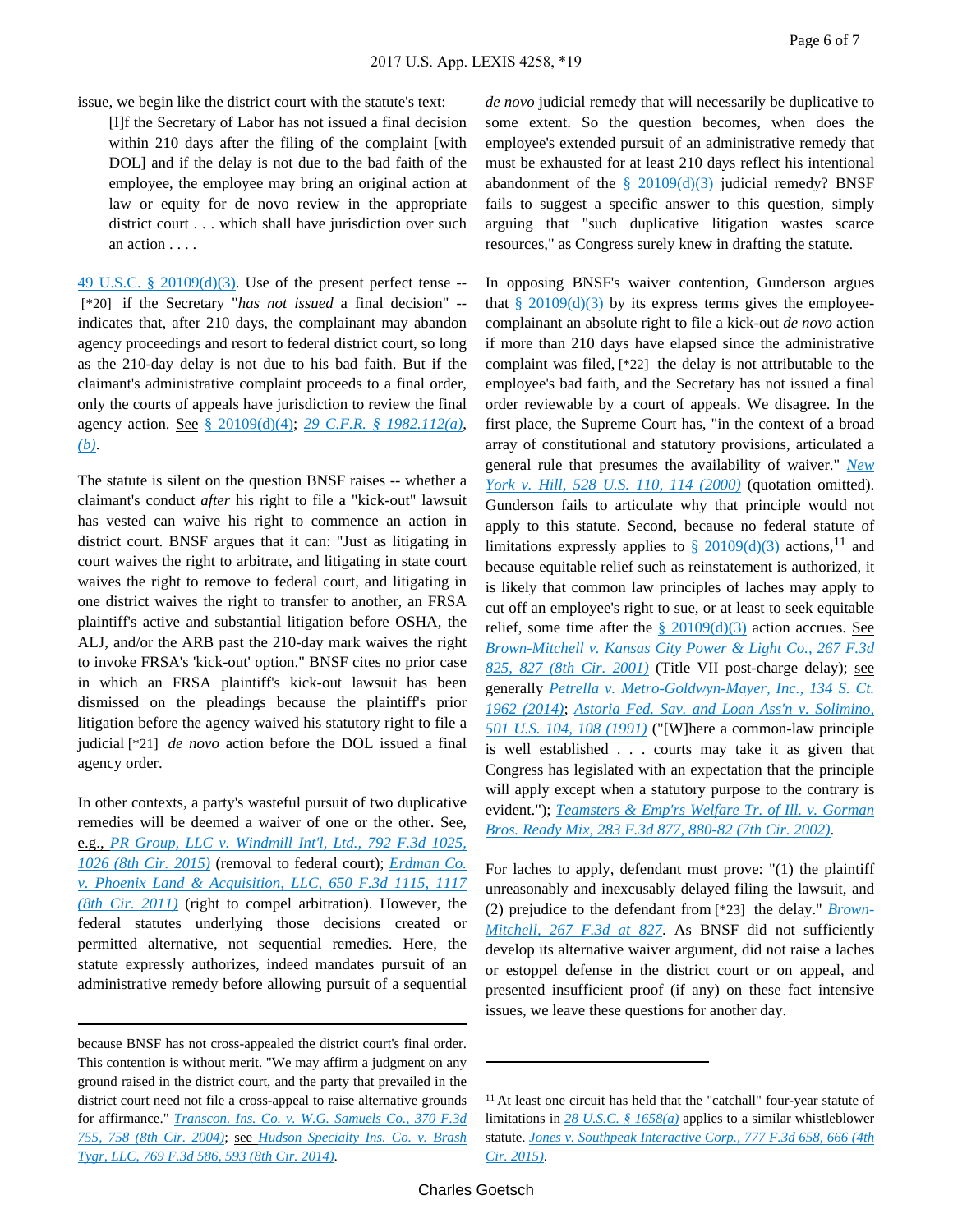issue, we begin like the district court with the statute's text:

> [I]f the Secretary of Labor has not issued a final decision within 210 days after the filing of the complaint [with DOL] and if the delay is not due to the bad faith of the employee, the employee may bring an original action at law or equity for de novo review in the appropriate district court . . . which shall have jurisdiction over such an action . . . .

49 U.S.C. § 20109(d)(3). Use of the present perfect tense -- [*20] if the Secretary "*has not issued* a final decision" -- indicates that, after 210 days, the complainant may abandon agency proceedings and resort to federal district court, so long as the 210-day delay is not due to his bad faith. But if the claimant's administrative complaint proceeds to a final order, only the courts of appeals have jurisdiction to review the final agency action. See § 20109(d)(4); *29 C.F.R. § 1982.112(a), (b)*.

The statute is silent on the question BNSF raises -- whether a claimant's conduct *after* his right to file a "kick-out" lawsuit has vested can waive his right to commence an action in district court. BNSF argues that it can: "Just as litigating in court waives the right to arbitrate, and litigating in state court waives the right to remove to federal court, and litigating in one district waives the right to transfer to another, an FRSA plaintiff's active and substantial litigation before OSHA, the ALJ, and/or the ARB past the 210-day mark waives the right to invoke FRSA's 'kick-out' option." BNSF cites no prior case in which an FRSA plaintiff's kick-out lawsuit has been dismissed on the pleadings because the plaintiff's prior litigation before the agency waived his statutory right to file a judicial [*21] *de novo* action before the DOL issued a final agency order.

In other contexts, a party's wasteful pursuit of two duplicative remedies will be deemed a waiver of one or the other. See, e.g., *PR Group, LLC v. Windmill Int'l, Ltd., 792 F.3d 1025, 1026 (8th Cir. 2015)* (removal to federal court); *Erdman Co. v. Phoenix Land & Acquisition, LLC, 650 F.3d 1115, 1117 (8th Cir. 2011)* (right to compel arbitration). However, the federal statutes underlying those decisions created or permitted alternative, not sequential remedies. Here, the statute expressly authorizes, indeed mandates pursuit of an administrative remedy before allowing pursuit of a sequential *de novo* judicial remedy that will necessarily be duplicative to some extent. So the question becomes, when does the employee's extended pursuit of an administrative remedy that must be exhausted for at least 210 days reflect his intentional abandonment of the § 20109(d)(3) judicial remedy? BNSF fails to suggest a specific answer to this question, simply arguing that "such duplicative litigation wastes scarce resources," as Congress surely knew in drafting the statute.

In opposing BNSF's waiver contention, Gunderson argues that § 20109(d)(3) by its express terms gives the employee-complainant an absolute right to file a kick-out *de novo* action if more than 210 days have elapsed since the administrative complaint was filed, [*22] the delay is not attributable to the employee's bad faith, and the Secretary has not issued a final order reviewable by a court of appeals. We disagree. In the first place, the Supreme Court has, "in the context of a broad array of constitutional and statutory provisions, articulated a general rule that presumes the availability of waiver." *New York v. Hill, 528 U.S. 110, 114 (2000)* (quotation omitted). Gunderson fails to articulate why that principle would not apply to this statute. Second, because no federal statute of limitations expressly applies to § 20109(d)(3) actions,[11] and because equitable relief such as reinstatement is authorized, it is likely that common law principles of laches may apply to cut off an employee's right to sue, or at least to seek equitable relief, some time after the § 20109(d)(3) action accrues. See *Brown-Mitchell v. Kansas City Power & Light Co., 267 F.3d 825, 827 (8th Cir. 2001)* (Title VII post-charge delay); see generally *Petrella v. Metro-Goldwyn-Mayer, Inc., 134 S. Ct. 1962 (2014)*; *Astoria Fed. Sav. and Loan Ass'n v. Solimino, 501 U.S. 104, 108 (1991)* ("[W]here a common-law principle is well established . . . courts may take it as given that Congress has legislated with an expectation that the principle will apply except when a statutory purpose to the contrary is evident."); *Teamsters & Emp'rs Welfare Tr. of Ill. v. Gorman Bros. Ready Mix, 283 F.3d 877, 880-82 (7th Cir. 2002)*.

For laches to apply, defendant must prove: "(1) the plaintiff unreasonably and inexcusably delayed filing the lawsuit, and (2) prejudice to the defendant from [*23] the delay." *Brown-Mitchell, 267 F.3d at 827*. As BNSF did not sufficiently develop its alternative waiver argument, did not raise a laches or estoppel defense in the district court or on appeal, and presented insufficient proof (if any) on these fact intensive issues, we leave these questions for another day.

---

because BNSF has not cross-appealed the district court's final order. This contention is without merit. "We may affirm a judgment on any ground raised in the district court, and the party that prevailed in the district court need not file a cross-appeal to raise alternative grounds for affirmance." *Transcon. Ins. Co. v. W.G. Samuels Co., 370 F.3d 755, 758 (8th Cir. 2004)*; see *Hudson Specialty Ins. Co. v. Brash Tygr, LLC, 769 F.3d 586, 593 (8th Cir. 2014)*.

[11] At least one circuit has held that the "catchall" four-year statute of limitations in *28 U.S.C. § 1658(a)* applies to a similar whistleblower statute. *Jones v. Southpeak Interactive Corp., 777 F.3d 658, 666 (4th Cir. 2015)*.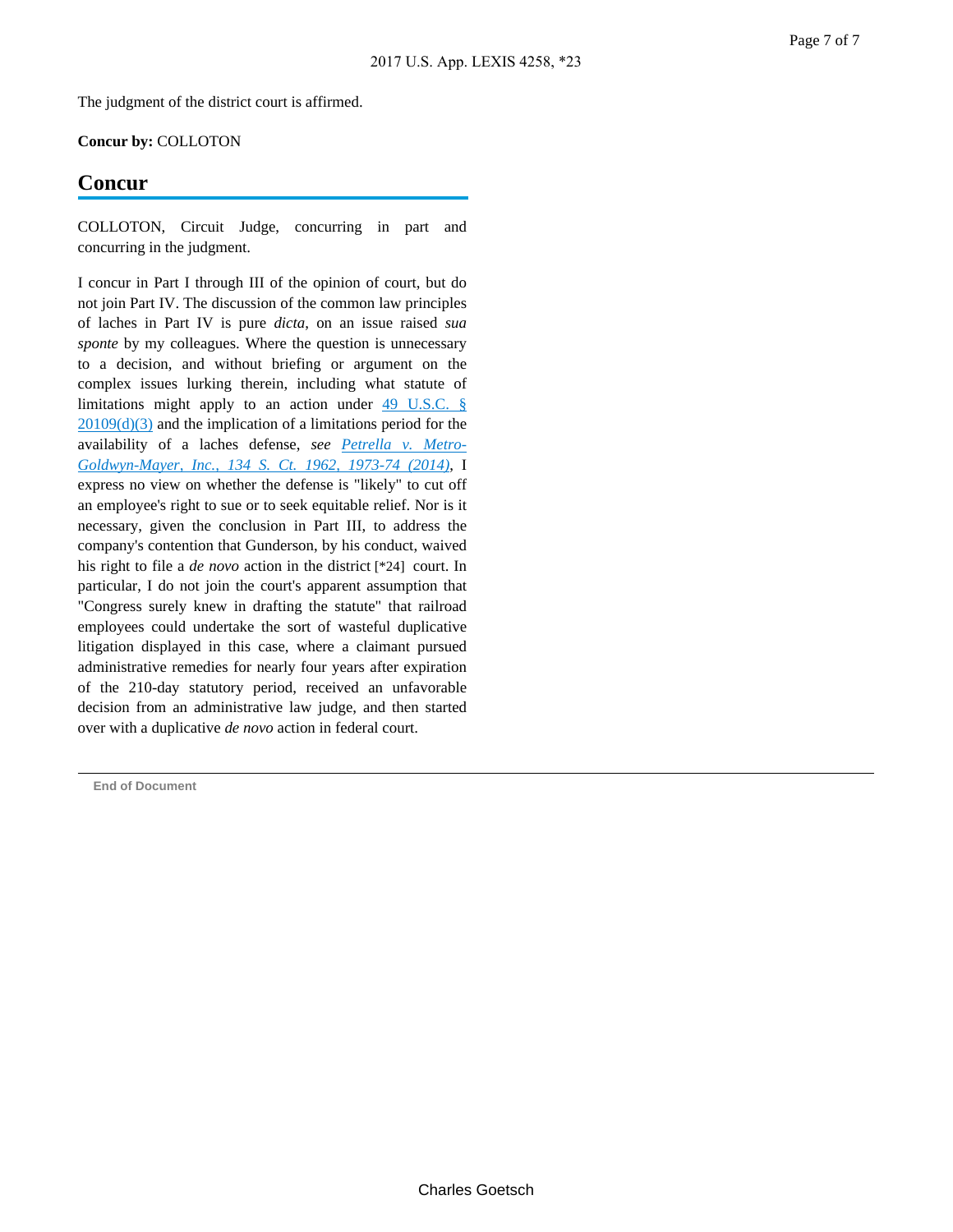The judgment of the district court is affirmed.

**Concur by:** COLLOTON

## Concur

COLLOTON, Circuit Judge, concurring in part and concurring in the judgment.

I concur in Part I through III of the opinion of court, but do not join Part IV. The discussion of the common law principles of laches in Part IV is pure *dicta*, on an issue raised *sua sponte* by my colleagues. Where the question is unnecessary to a decision, and without briefing or argument on the complex issues lurking therein, including what statute of limitations might apply to an action under 49 U.S.C. § 20109(d)(3) and the implication of a limitations period for the availability of a laches defense, *see* *Petrella v. Metro-Goldwyn-Mayer, Inc., 134 S. Ct. 1962, 1973-74 (2014)*, I express no view on whether the defense is "likely" to cut off an employee's right to sue or to seek equitable relief. Nor is it necessary, given the conclusion in Part III, to address the company's contention that Gunderson, by his conduct, waived his right to file a *de novo* action in the district [*24] court. In particular, I do not join the court's apparent assumption that "Congress surely knew in drafting the statute" that railroad employees could undertake the sort of wasteful duplicative litigation displayed in this case, where a claimant pursued administrative remedies for nearly four years after expiration of the 210-day statutory period, received an unfavorable decision from an administrative law judge, and then started over with a duplicative *de novo* action in federal court.

End of Document